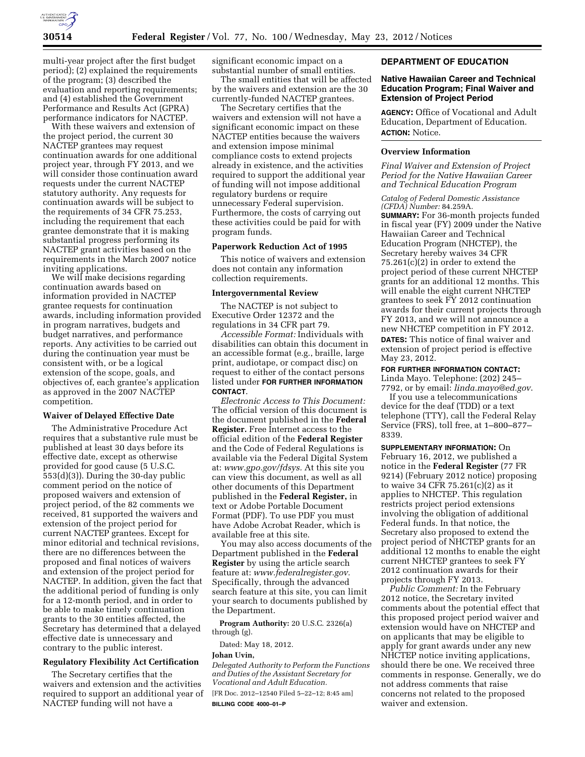multi-year project after the first budget period); (2) explained the requirements of the program; (3) described the evaluation and reporting requirements; and (4) established the Government Performance and Results Act (GPRA) performance indicators for NACTEP.

With these waivers and extension of the project period, the current 30 NACTEP grantees may request continuation awards for one additional project year, through FY 2013, and we will consider those continuation award requests under the current NACTEP statutory authority. Any requests for continuation awards will be subject to the requirements of 34 CFR 75.253, including the requirement that each grantee demonstrate that it is making substantial progress performing its NACTEP grant activities based on the requirements in the March 2007 notice inviting applications.

We will make decisions regarding continuation awards based on information provided in NACTEP grantee requests for continuation awards, including information provided in program narratives, budgets and budget narratives, and performance reports. Any activities to be carried out during the continuation year must be consistent with, or be a logical extension of the scope, goals, and objectives of, each grantee's application as approved in the 2007 NACTEP competition.

**Waiver of Delayed Effective Date**

The Administrative Procedure Act requires that a substantive rule must be published at least 30 days before its effective date, except as otherwise provided for good cause (5 U.S.C. 553(d)(3)). During the 30-day public comment period on the notice of proposed waivers and extension of project period, of the 82 comments we received, 81 supported the waivers and extension of the project period for current NACTEP grantees. Except for minor editorial and technical revisions, there are no differences between the proposed and final notices of waivers and extension of the project period for NACTEP. In addition, given the fact that the additional period of funding is only for a 12-month period, and in order to be able to make timely continuation grants to the 30 entities affected, the Secretary has determined that a delayed effective date is unnecessary and contrary to the public interest.

**Regulatory Flexibility Act Certification**

The Secretary certifies that the waivers and extension and the activities required to support an additional year of NACTEP funding will not have a significant economic impact on a substantial number of small entities.

The small entities that will be affected by the waivers and extension are the 30 currently-funded NACTEP grantees.

The Secretary certifies that the waivers and extension will not have a significant economic impact on these NACTEP entities because the waivers and extension impose minimal compliance costs to extend projects already in existence, and the activities required to support the additional year of funding will not impose additional regulatory burdens or require unnecessary Federal supervision. Furthermore, the costs of carrying out these activities could be paid for with program funds.

**Paperwork Reduction Act of 1995**

This notice of waivers and extension does not contain any information collection requirements.

**Intergovernmental Review**

The NACTEP is not subject to Executive Order 12372 and the regulations in 34 CFR part 79.

*Accessible Format:* Individuals with disabilities can obtain this document in an accessible format (e.g., braille, large print, audiotape, or compact disc) on request to either of the contact persons listed under **FOR FURTHER INFORMATION CONTACT**.

*Electronic Access to This Document:* The official version of this document is the document published in the **Federal Register**. Free Internet access to the official edition of the **Federal Register** and the Code of Federal Regulations is available via the Federal Digital System at: *www.gpo.gov/fdsys.* At this site you can view this document, as well as all other documents of this Department published in the **Federal Register,** in text or Adobe Portable Document Format (PDF). To use PDF you must have Adobe Acrobat Reader, which is available free at this site.

You may also access documents of the Department published in the **Federal Register** by using the article search feature at: *www.federalregister.gov.* Specifically, through the advanced search feature at this site, you can limit your search to documents published by the Department.

**Program Authority:** 20 U.S.C. 2326(a) through (g).

Dated: May 18, 2012.

**Johan Uvin,**

*Delegated Authority to Perform the Functions and Duties of the Assistant Secretary for Vocational and Adult Education.*

[FR Doc. 2012–12540 Filed 5–22–12; 8:45 am]

**BILLING CODE 4000–01–P**

## DEPARTMENT OF EDUCATION

### Native Hawaiian Career and Technical Education Program; Final Waiver and Extension of Project Period

**AGENCY:** Office of Vocational and Adult Education, Department of Education.

**ACTION:** Notice.

**Overview Information**

*Final Waiver and Extension of Project Period for the Native Hawaiian Career and Technical Education Program*

*Catalog of Federal Domestic Assistance (CFDA) Number:* 84.259A.

**SUMMARY:** For 36-month projects funded in fiscal year (FY) 2009 under the Native Hawaiian Career and Technical Education Program (NHCTEP), the Secretary hereby waives 34 CFR 75.261(c)(2) in order to extend the project period of these current NHCTEP grants for an additional 12 months. This will enable the eight current NHCTEP grantees to seek FY 2012 continuation awards for their current projects through FY 2013, and we will not announce a new NHCTEP competition in FY 2012.

**DATES:** This notice of final waiver and extension of project period is effective May 23, 2012.

**FOR FURTHER INFORMATION CONTACT:** Linda Mayo. Telephone: (202) 245–7792, or by email: *linda.mayo@ed.gov.*

If you use a telecommunications device for the deaf (TDD) or a text telephone (TTY), call the Federal Relay Service (FRS), toll free, at 1–800–877–8339.

**SUPPLEMENTARY INFORMATION:** On February 16, 2012, we published a notice in the **Federal Register** (77 FR 9214) (February 2012 notice) proposing to waive 34 CFR 75.261(c)(2) as it applies to NHCTEP. This regulation restricts project period extensions involving the obligation of additional Federal funds. In that notice, the Secretary also proposed to extend the project period of NHCTEP grants for an additional 12 months to enable the eight current NHCTEP grantees to seek FY 2012 continuation awards for their projects through FY 2013.

*Public Comment:* In the February 2012 notice, the Secretary invited comments about the potential effect that this proposed project period waiver and extension would have on NHCTEP and on applicants that may be eligible to apply for grant awards under any new NHCTEP notice inviting applications, should there be one. We received three comments in response. Generally, we do not address comments that raise concerns not related to the proposed waiver and extension.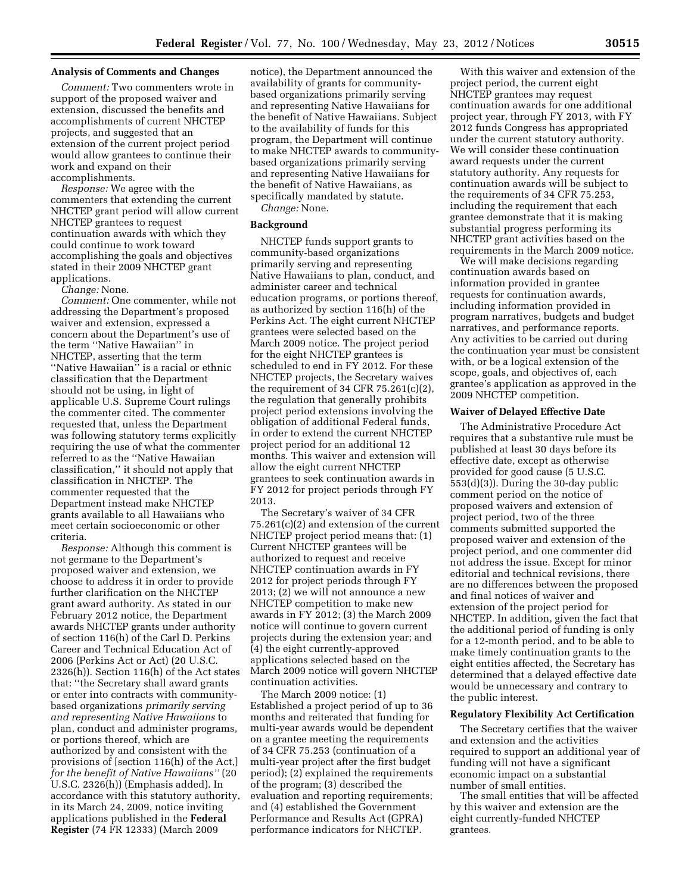## Analysis of Comments and Changes

*Comment:* Two commenters wrote in support of the proposed waiver and extension, discussed the benefits and accomplishments of current NHCTEP projects, and suggested that an extension of the current project period would allow grantees to continue their work and expand on their accomplishments.

*Response:* We agree with the commenters that extending the current NHCTEP grant period will allow current NHCTEP grantees to request continuation awards with which they could continue to work toward accomplishing the goals and objectives stated in their 2009 NHCTEP grant applications.

*Change:* None.

*Comment:* One commenter, while not addressing the Department's proposed waiver and extension, expressed a concern about the Department's use of the term ''Native Hawaiian'' in NHCTEP, asserting that the term ''Native Hawaiian'' is a racial or ethnic classification that the Department should not be using, in light of applicable U.S. Supreme Court rulings the commenter cited. The commenter requested that, unless the Department was following statutory terms explicitly requiring the use of what the commenter referred to as the ''Native Hawaiian classification,'' it should not apply that classification in NHCTEP. The commenter requested that the Department instead make NHCTEP grants available to all Hawaiians who meet certain socioeconomic or other criteria.

*Response:* Although this comment is not germane to the Department's proposed waiver and extension, we choose to address it in order to provide further clarification on the NHCTEP grant award authority. As stated in our February 2012 notice, the Department awards NHCTEP grants under authority of section 116(h) of the Carl D. Perkins Career and Technical Education Act of 2006 (Perkins Act or Act) (20 U.S.C. 2326(h)). Section 116(h) of the Act states that: ''the Secretary shall award grants or enter into contracts with community-based organizations *primarily serving and representing Native Hawaiians* to plan, conduct and administer programs, or portions thereof, which are authorized by and consistent with the provisions of [section 116(h) of the Act,] *for the benefit of Native Hawaiians''* (20 U.S.C. 2326(h)) (Emphasis added). In accordance with this statutory authority, in its March 24, 2009, notice inviting applications published in the **Federal Register** (74 FR 12333) (March 2009 notice), the Department announced the availability of grants for community-based organizations primarily serving and representing Native Hawaiians for the benefit of Native Hawaiians. Subject to the availability of funds for this program, the Department will continue to make NHCTEP awards to community-based organizations primarily serving and representing Native Hawaiians for the benefit of Native Hawaiians, as specifically mandated by statute.

*Change:* None.

## Background

NHCTEP funds support grants to community-based organizations primarily serving and representing Native Hawaiians to plan, conduct, and administer career and technical education programs, or portions thereof, as authorized by section 116(h) of the Perkins Act. The eight current NHCTEP grantees were selected based on the March 2009 notice. The project period for the eight NHCTEP grantees is scheduled to end in FY 2012. For these NHCTEP projects, the Secretary waives the requirement of 34 CFR 75.261(c)(2), the regulation that generally prohibits project period extensions involving the obligation of additional Federal funds, in order to extend the current NHCTEP project period for an additional 12 months. This waiver and extension will allow the eight current NHCTEP grantees to seek continuation awards in FY 2012 for project periods through FY 2013.

The Secretary's waiver of 34 CFR 75.261(c)(2) and extension of the current NHCTEP project period means that: (1) Current NHCTEP grantees will be authorized to request and receive NHCTEP continuation awards in FY 2012 for project periods through FY 2013; (2) we will not announce a new NHCTEP competition to make new awards in FY 2012; (3) the March 2009 notice will continue to govern current projects during the extension year; and (4) the eight currently-approved applications selected based on the March 2009 notice will govern NHCTEP continuation activities.

The March 2009 notice: (1) Established a project period of up to 36 months and reiterated that funding for multi-year awards would be dependent on a grantee meeting the requirements of 34 CFR 75.253 (continuation of a multi-year project after the first budget period); (2) explained the requirements of the program; (3) described the evaluation and reporting requirements; and (4) established the Government Performance and Results Act (GPRA) performance indicators for NHCTEP.

With this waiver and extension of the project period, the current eight NHCTEP grantees may request continuation awards for one additional project year, through FY 2013, with FY 2012 funds Congress has appropriated under the current statutory authority. We will consider these continuation award requests under the current statutory authority. Any requests for continuation awards will be subject to the requirements of 34 CFR 75.253, including the requirement that each grantee demonstrate that it is making substantial progress performing its NHCTEP grant activities based on the requirements in the March 2009 notice.

We will make decisions regarding continuation awards based on information provided in grantee requests for continuation awards, including information provided in program narratives, budgets and budget narratives, and performance reports. Any activities to be carried out during the continuation year must be consistent with, or be a logical extension of the scope, goals, and objectives of, each grantee's application as approved in the 2009 NHCTEP competition.

## Waiver of Delayed Effective Date

The Administrative Procedure Act requires that a substantive rule must be published at least 30 days before its effective date, except as otherwise provided for good cause (5 U.S.C. 553(d)(3)). During the 30-day public comment period on the notice of proposed waivers and extension of project period, two of the three comments submitted supported the proposed waiver and extension of the project period, and one commenter did not address the issue. Except for minor editorial and technical revisions, there are no differences between the proposed and final notices of waiver and extension of the project period for NHCTEP. In addition, given the fact that the additional period of funding is only for a 12-month period, and to be able to make timely continuation grants to the eight entities affected, the Secretary has determined that a delayed effective date would be unnecessary and contrary to the public interest.

## Regulatory Flexibility Act Certification

The Secretary certifies that the waiver and extension and the activities required to support an additional year of funding will not have a significant economic impact on a substantial number of small entities.

The small entities that will be affected by this waiver and extension are the eight currently-funded NHCTEP grantees.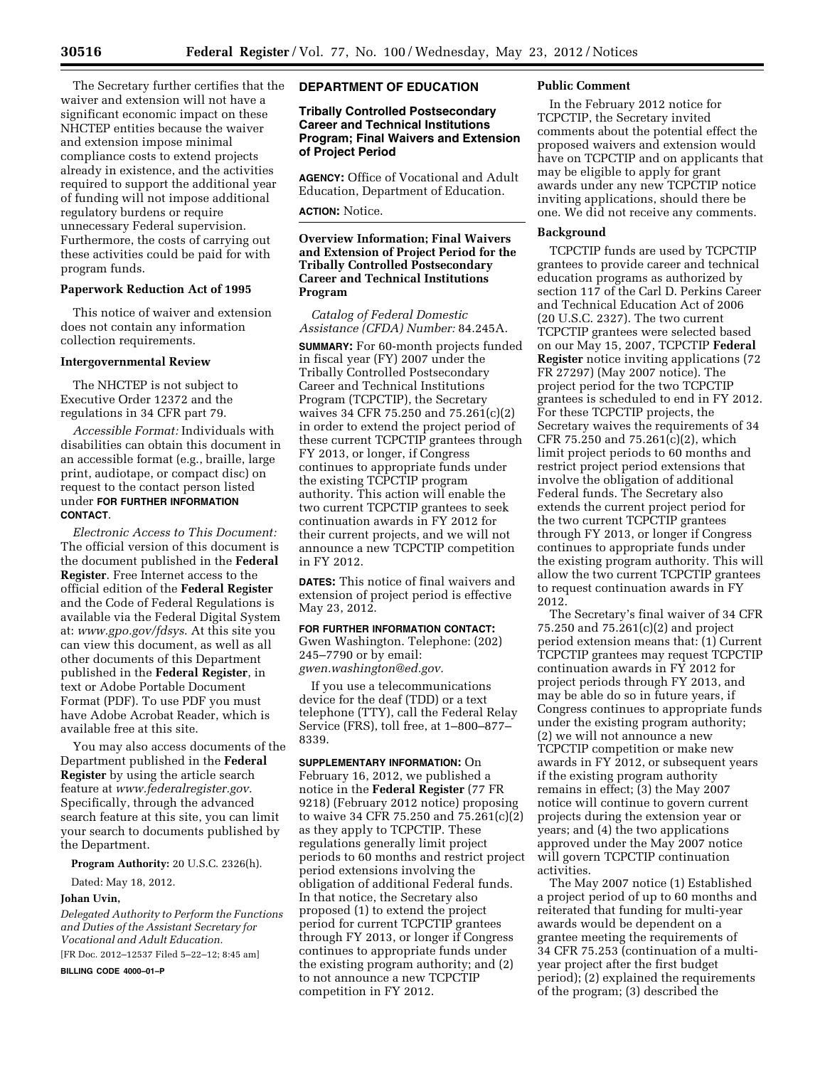The Secretary further certifies that the waiver and extension will not have a significant economic impact on these NHCTEP entities because the waiver and extension impose minimal compliance costs to extend projects already in existence, and the activities required to support the additional year of funding will not impose additional regulatory burdens or require unnecessary Federal supervision. Furthermore, the costs of carrying out these activities could be paid for with program funds.

### Paperwork Reduction Act of 1995

This notice of waiver and extension does not contain any information collection requirements.

### Intergovernmental Review

The NHCTEP is not subject to Executive Order 12372 and the regulations in 34 CFR part 79.

*Accessible Format:* Individuals with disabilities can obtain this document in an accessible format (e.g., braille, large print, audiotape, or compact disc) on request to the contact person listed under **FOR FURTHER INFORMATION CONTACT**.

*Electronic Access to This Document:* The official version of this document is the document published in the **Federal Register**. Free Internet access to the official edition of the **Federal Register** and the Code of Federal Regulations is available via the Federal Digital System at: *www.gpo.gov/fdsys*. At this site you can view this document, as well as all other documents of this Department published in the **Federal Register**, in text or Adobe Portable Document Format (PDF). To use PDF you must have Adobe Acrobat Reader, which is available free at this site.

You may also access documents of the Department published in the **Federal Register** by using the article search feature at *www.federalregister.gov*. Specifically, through the advanced search feature at this site, you can limit your search to documents published by the Department.

**Program Authority:** 20 U.S.C. 2326(h).

Dated: May 18, 2012.

**Johan Uvin,**

*Delegated Authority to Perform the Functions and Duties of the Assistant Secretary for Vocational and Adult Education.*

[FR Doc. 2012–12537 Filed 5–22–12; 8:45 am]

**BILLING CODE 4000–01–P**

## DEPARTMENT OF EDUCATION

### Tribally Controlled Postsecondary Career and Technical Institutions Program; Final Waivers and Extension of Project Period

**AGENCY:** Office of Vocational and Adult Education, Department of Education.

**ACTION:** Notice.

### Overview Information; Final Waivers and Extension of Project Period for the Tribally Controlled Postsecondary Career and Technical Institutions Program

*Catalog of Federal Domestic Assistance (CFDA) Number:* 84.245A.

**SUMMARY:** For 60-month projects funded in fiscal year (FY) 2007 under the Tribally Controlled Postsecondary Career and Technical Institutions Program (TCPCTIP), the Secretary waives 34 CFR 75.250 and 75.261(c)(2) in order to extend the project period of these current TCPCTIP grantees through FY 2013, or longer, if Congress continues to appropriate funds under the existing TCPCTIP program authority. This action will enable the two current TCPCTIP grantees to seek continuation awards in FY 2012 for their current projects, and we will not announce a new TCPCTIP competition in FY 2012.

**DATES:** This notice of final waivers and extension of project period is effective May 23, 2012.

**FOR FURTHER INFORMATION CONTACT:** Gwen Washington. Telephone: (202) 245–7790 or by email: *gwen.washington@ed.gov*.

If you use a telecommunications device for the deaf (TDD) or a text telephone (TTY), call the Federal Relay Service (FRS), toll free, at 1–800–877–8339.

**SUPPLEMENTARY INFORMATION:** On February 16, 2012, we published a notice in the **Federal Register** (77 FR 9218) (February 2012 notice) proposing to waive 34 CFR 75.250 and 75.261(c)(2) as they apply to TCPCTIP. These regulations generally limit project periods to 60 months and restrict project period extensions involving the obligation of additional Federal funds. In that notice, the Secretary also proposed (1) to extend the project period for current TCPCTIP grantees through FY 2013, or longer if Congress continues to appropriate funds under the existing program authority; and (2) to not announce a new TCPCTIP competition in FY 2012.

### Public Comment

In the February 2012 notice for TCPCTIP, the Secretary invited comments about the potential effect the proposed waivers and extension would have on TCPCTIP and on applicants that may be eligible to apply for grant awards under any new TCPCTIP notice inviting applications, should there be one. We did not receive any comments.

### Background

TCPCTIP funds are used by TCPCTIP grantees to provide career and technical education programs as authorized by section 117 of the Carl D. Perkins Career and Technical Education Act of 2006 (20 U.S.C. 2327). The two current TCPCTIP grantees were selected based on our May 15, 2007, TCPCTIP **Federal Register** notice inviting applications (72 FR 27297) (May 2007 notice). The project period for the two TCPCTIP grantees is scheduled to end in FY 2012. For these TCPCTIP projects, the Secretary waives the requirements of 34 CFR 75.250 and 75.261(c)(2), which limit project periods to 60 months and restrict project period extensions that involve the obligation of additional Federal funds. The Secretary also extends the current project period for the two current TCPCTIP grantees through FY 2013, or longer if Congress continues to appropriate funds under the existing program authority. This will allow the two current TCPCTIP grantees to request continuation awards in FY 2012.

The Secretary's final waiver of 34 CFR 75.250 and 75.261(c)(2) and project period extension means that: (1) Current TCPCTIP grantees may request TCPCTIP continuation awards in FY 2012 for project periods through FY 2013, and may be able do so in future years, if Congress continues to appropriate funds under the existing program authority; (2) we will not announce a new TCPCTIP competition or make new awards in FY 2012, or subsequent years if the existing program authority remains in effect; (3) the May 2007 notice will continue to govern current projects during the extension year or years; and (4) the two applications approved under the May 2007 notice will govern TCPCTIP continuation activities.

The May 2007 notice (1) Established a project period of up to 60 months and reiterated that funding for multi-year awards would be dependent on a grantee meeting the requirements of 34 CFR 75.253 (continuation of a multi-year project after the first budget period); (2) explained the requirements of the program; (3) described the